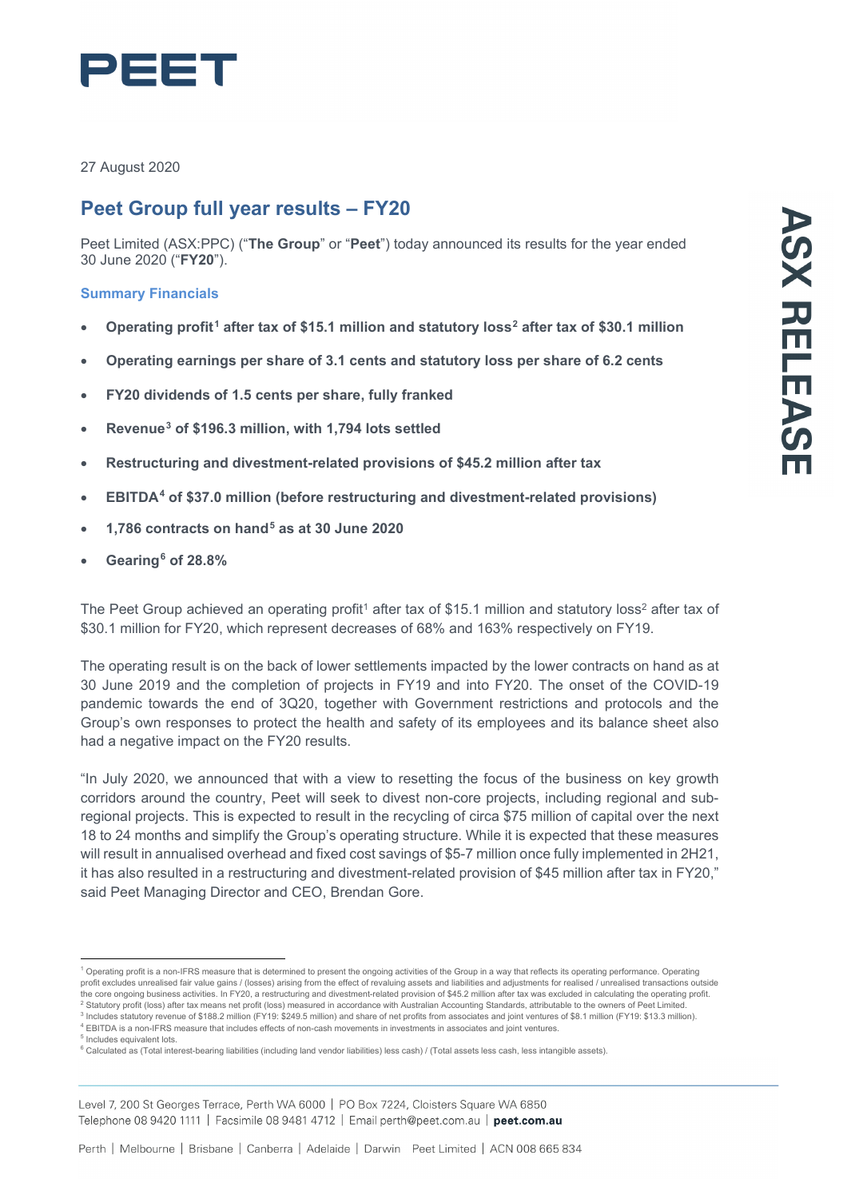PEET

27 August 2020

# Peet Group full year results – FY20

Peet Limited (ASX:PPC) ("**The Group**" or "**Peet**") today announced its results for the year ended 30 June 2020 ("**FY20**").

### Summary Financials

- **Operating profit[1] after tax of $15.1 million and statutory loss[2] after tax of $30.1 million**
- **Operating earnings per share of 3.1 cents and statutory loss per share of 6.2 cents**
- **FY20 dividends of 1.5 cents per share, fully franked**
- **Revenue[3] of $196.3 million, with 1,794 lots settled**
- **Restructuring and divestment-related provisions of $45.2 million after tax**
- **EBITDA[4] of $37.0 million (before restructuring and divestment-related provisions)**
- **1,786 contracts on hand[5] as at 30 June 2020**
- **Gearing[6] of 28.8%**

The Peet Group achieved an operating profit[1] after tax of $15.1 million and statutory loss[2] after tax of $30.1 million for FY20, which represent decreases of 68% and 163% respectively on FY19.

The operating result is on the back of lower settlements impacted by the lower contracts on hand as at 30 June 2019 and the completion of projects in FY19 and into FY20. The onset of the COVID-19 pandemic towards the end of 3Q20, together with Government restrictions and protocols and the Group's own responses to protect the health and safety of its employees and its balance sheet also had a negative impact on the FY20 results.

"In July 2020, we announced that with a view to resetting the focus of the business on key growth corridors around the country, Peet will seek to divest non-core projects, including regional and sub-regional projects. This is expected to result in the recycling of circa $75 million of capital over the next 18 to 24 months and simplify the Group's operating structure. While it is expected that these measures will result in annualised overhead and fixed cost savings of $5-7 million once fully implemented in 2H21, it has also resulted in a restructuring and divestment-related provision of $45 million after tax in FY20," said Peet Managing Director and CEO, Brendan Gore.

---

[1] Operating profit is a non-IFRS measure that is determined to present the ongoing activities of the Group in a way that reflects its operating performance. Operating profit excludes unrealised fair value gains / (losses) arising from the effect of revaluing assets and liabilities and adjustments for realised / unrealised transactions outside the core ongoing business activities. In FY20, a restructuring and divestment-related provision of $45.2 million after tax was excluded in calculating the operating profit.

[2] Statutory profit (loss) after tax means net profit (loss) measured in accordance with Australian Accounting Standards, attributable to the owners of Peet Limited.

[3] Includes statutory revenue of $188.2 million (FY19: $249.5 million) and share of net profits from associates and joint ventures of $8.1 million (FY19: $13.3 million).

[4] EBITDA is a non-IFRS measure that includes effects of non-cash movements in investments in associates and joint ventures.

[5] Includes equivalent lots.

[6] Calculated as (Total interest-bearing liabilities (including land vendor liabilities) less cash) / (Total assets less cash, less intangible assets).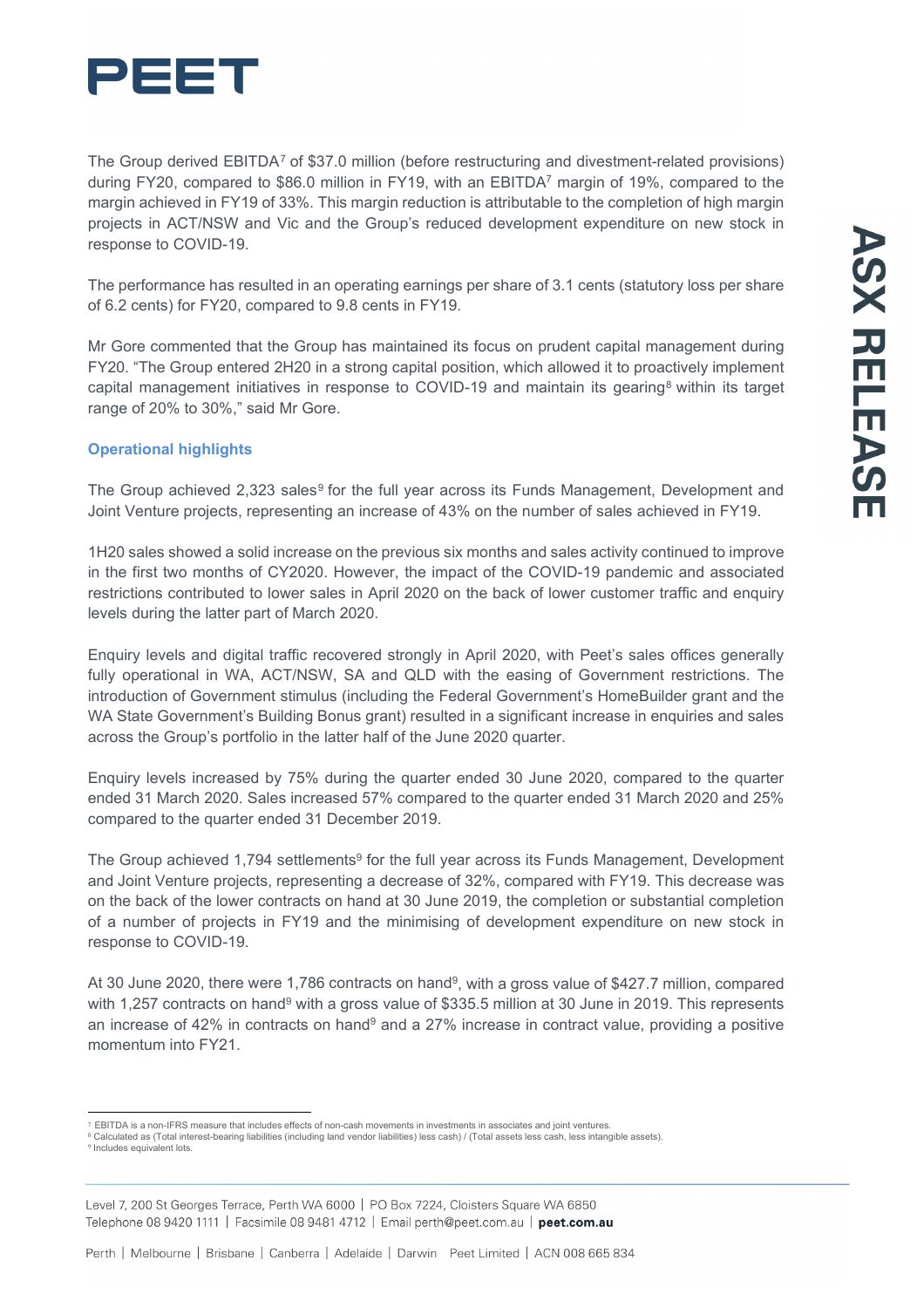The Group derived EBITDA[7] of $37.0 million (before restructuring and divestment-related provisions) during FY20, compared to $86.0 million in FY19, with an EBITDA[7] margin of 19%, compared to the margin achieved in FY19 of 33%. This margin reduction is attributable to the completion of high margin projects in ACT/NSW and Vic and the Group's reduced development expenditure on new stock in response to COVID-19.

The performance has resulted in an operating earnings per share of 3.1 cents (statutory loss per share of 6.2 cents) for FY20, compared to 9.8 cents in FY19.

Mr Gore commented that the Group has maintained its focus on prudent capital management during FY20. "The Group entered 2H20 in a strong capital position, which allowed it to proactively implement capital management initiatives in response to COVID-19 and maintain its gearing[8] within its target range of 20% to 30%," said Mr Gore.

### Operational highlights

The Group achieved 2,323 sales[9] for the full year across its Funds Management, Development and Joint Venture projects, representing an increase of 43% on the number of sales achieved in FY19.

1H20 sales showed a solid increase on the previous six months and sales activity continued to improve in the first two months of CY2020. However, the impact of the COVID-19 pandemic and associated restrictions contributed to lower sales in April 2020 on the back of lower customer traffic and enquiry levels during the latter part of March 2020.

Enquiry levels and digital traffic recovered strongly in April 2020, with Peet's sales offices generally fully operational in WA, ACT/NSW, SA and QLD with the easing of Government restrictions. The introduction of Government stimulus (including the Federal Government's HomeBuilder grant and the WA State Government's Building Bonus grant) resulted in a significant increase in enquiries and sales across the Group's portfolio in the latter half of the June 2020 quarter.

Enquiry levels increased by 75% during the quarter ended 30 June 2020, compared to the quarter ended 31 March 2020. Sales increased 57% compared to the quarter ended 31 March 2020 and 25% compared to the quarter ended 31 December 2019.

The Group achieved 1,794 settlements[9] for the full year across its Funds Management, Development and Joint Venture projects, representing a decrease of 32%, compared with FY19. This decrease was on the back of the lower contracts on hand at 30 June 2019, the completion or substantial completion of a number of projects in FY19 and the minimising of development expenditure on new stock in response to COVID-19.

At 30 June 2020, there were 1,786 contracts on hand[9], with a gross value of $427.7 million, compared with 1,257 contracts on hand[9] with a gross value of $335.5 million at 30 June in 2019. This represents an increase of 42% in contracts on hand[9] and a 27% increase in contract value, providing a positive momentum into FY21.

---

[7] EBITDA is a non-IFRS measure that includes effects of non-cash movements in investments in associates and joint ventures.
[8] Calculated as (Total interest-bearing liabilities (including land vendor liabilities) less cash) / (Total assets less cash, less intangible assets).
[9] Includes equivalent lots.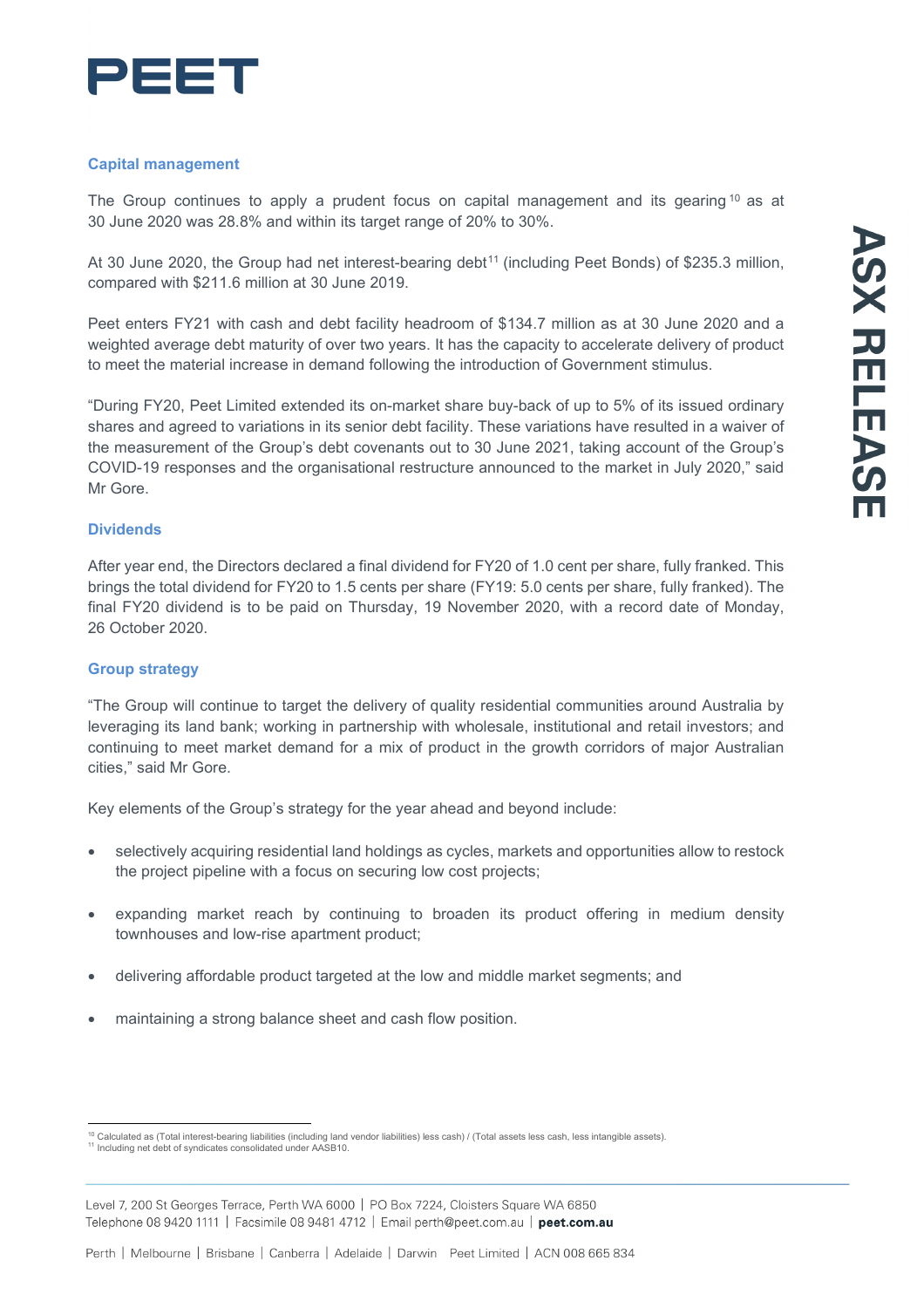## Capital management

The Group continues to apply a prudent focus on capital management and its gearing[10] as at 30 June 2020 was 28.8% and within its target range of 20% to 30%.

At 30 June 2020, the Group had net interest-bearing debt[11] (including Peet Bonds) of $235.3 million, compared with $211.6 million at 30 June 2019.

Peet enters FY21 with cash and debt facility headroom of $134.7 million as at 30 June 2020 and a weighted average debt maturity of over two years. It has the capacity to accelerate delivery of product to meet the material increase in demand following the introduction of Government stimulus.

"During FY20, Peet Limited extended its on-market share buy-back of up to 5% of its issued ordinary shares and agreed to variations in its senior debt facility. These variations have resulted in a waiver of the measurement of the Group's debt covenants out to 30 June 2021, taking account of the Group's COVID-19 responses and the organisational restructure announced to the market in July 2020," said Mr Gore.

## Dividends

After year end, the Directors declared a final dividend for FY20 of 1.0 cent per share, fully franked. This brings the total dividend for FY20 to 1.5 cents per share (FY19: 5.0 cents per share, fully franked). The final FY20 dividend is to be paid on Thursday, 19 November 2020, with a record date of Monday, 26 October 2020.

## Group strategy

"The Group will continue to target the delivery of quality residential communities around Australia by leveraging its land bank; working in partnership with wholesale, institutional and retail investors; and continuing to meet market demand for a mix of product in the growth corridors of major Australian cities," said Mr Gore.

Key elements of the Group's strategy for the year ahead and beyond include:

- selectively acquiring residential land holdings as cycles, markets and opportunities allow to restock the project pipeline with a focus on securing low cost projects;
- expanding market reach by continuing to broaden its product offering in medium density townhouses and low-rise apartment product;
- delivering affordable product targeted at the low and middle market segments; and
- maintaining a strong balance sheet and cash flow position.

---

[10] Calculated as (Total interest-bearing liabilities (including land vendor liabilities) less cash) / (Total assets less cash, less intangible assets).
[11] Including net debt of syndicates consolidated under AASB10.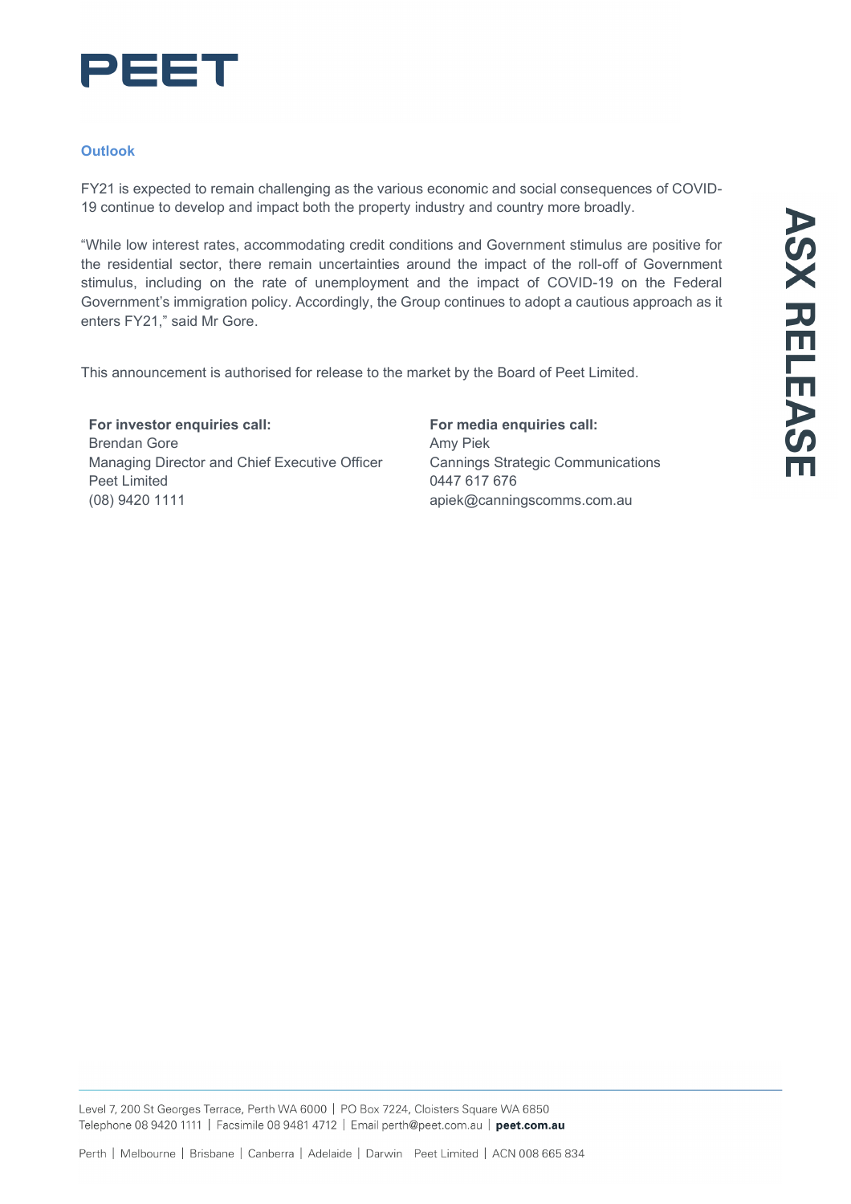## Outlook

FY21 is expected to remain challenging as the various economic and social consequences of COVID-19 continue to develop and impact both the property industry and country more broadly.

"While low interest rates, accommodating credit conditions and Government stimulus are positive for the residential sector, there remain uncertainties around the impact of the roll-off of Government stimulus, including on the rate of unemployment and the impact of COVID-19 on the Federal Government's immigration policy. Accordingly, the Group continues to adopt a cautious approach as it enters FY21," said Mr Gore.

This announcement is authorised for release to the market by the Board of Peet Limited.

**For investor enquiries call:**
Brendan Gore
Managing Director and Chief Executive Officer
Peet Limited
(08) 9420 1111

**For media enquiries call:**
Amy Piek
Cannings Strategic Communications
0447 617 676
apiek@canningscomms.com.au